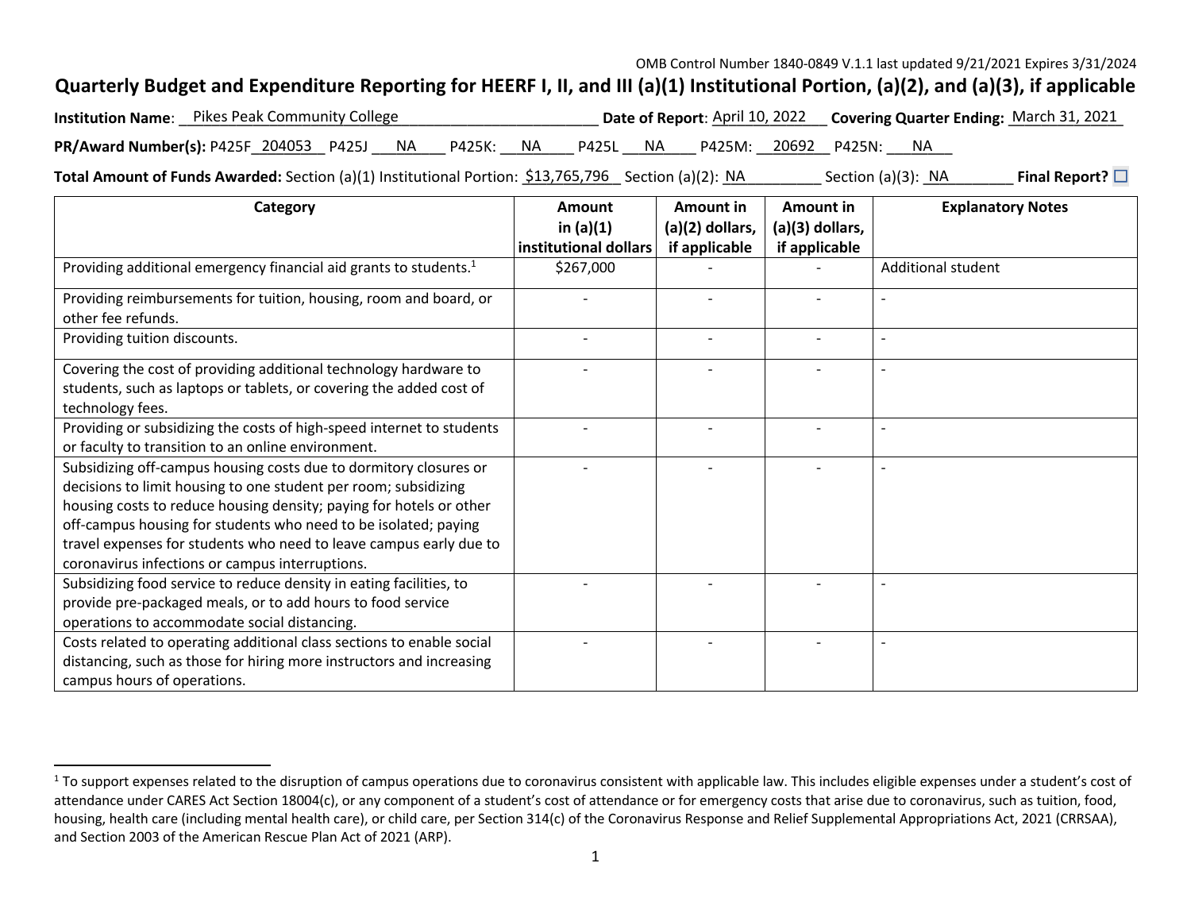OMB Control Number 1840-0849 V.1.1 last updated 9/21/2021 Expires 3/31/2024

# Quarterly Budget and Expenditure Reporting for HEERF I, II, and III (a)(1) Institutional Portion, (a)(2), and (a)(3), if applicable

**Institution Name**: Pikes Peak Community College **Date of Report**: April 10, 2022 **Covering Quarter Ending:** March 31, 2021

**PR/Award Number(s):** P425F 204053 P425J NA P425K: NA P425L NA P425M: 20692 P425N: NA

**Total Amount of Funds Awarded:** Section (a)(1) Institutional Portion: $13,765,796 Section (a)(2): NA Section (a)(3): NA **Final Report?** ☐

| Category | Amount in (a)(1) institutional dollars | Amount in (a)(2) dollars, if applicable | Amount in (a)(3) dollars, if applicable | Explanatory Notes |
|---|---|---|---|---|
| Providing additional emergency financial aid grants to students.[1] | $267,000 | - | - | Additional student |
| Providing reimbursements for tuition, housing, room and board, or other fee refunds. | - | - | - | - |
| Providing tuition discounts. | - | - | - | - |
| Covering the cost of providing additional technology hardware to students, such as laptops or tablets, or covering the added cost of technology fees. | - | - | - | - |
| Providing or subsidizing the costs of high-speed internet to students or faculty to transition to an online environment. | - | - | - | - |
| Subsidizing off-campus housing costs due to dormitory closures or decisions to limit housing to one student per room; subsidizing housing costs to reduce housing density; paying for hotels or other off-campus housing for students who need to be isolated; paying travel expenses for students who need to leave campus early due to coronavirus infections or campus interruptions. | - | - | - | - |
| Subsidizing food service to reduce density in eating facilities, to provide pre-packaged meals, or to add hours to food service operations to accommodate social distancing. | - | - | - | - |
| Costs related to operating additional class sections to enable social distancing, such as those for hiring more instructors and increasing campus hours of operations. | - | - | - | - |

[1] To support expenses related to the disruption of campus operations due to coronavirus consistent with applicable law. This includes eligible expenses under a student's cost of attendance under CARES Act Section 18004(c), or any component of a student's cost of attendance or for emergency costs that arise due to coronavirus, such as tuition, food, housing, health care (including mental health care), or child care, per Section 314(c) of the Coronavirus Response and Relief Supplemental Appropriations Act, 2021 (CRRSAA), and Section 2003 of the American Rescue Plan Act of 2021 (ARP).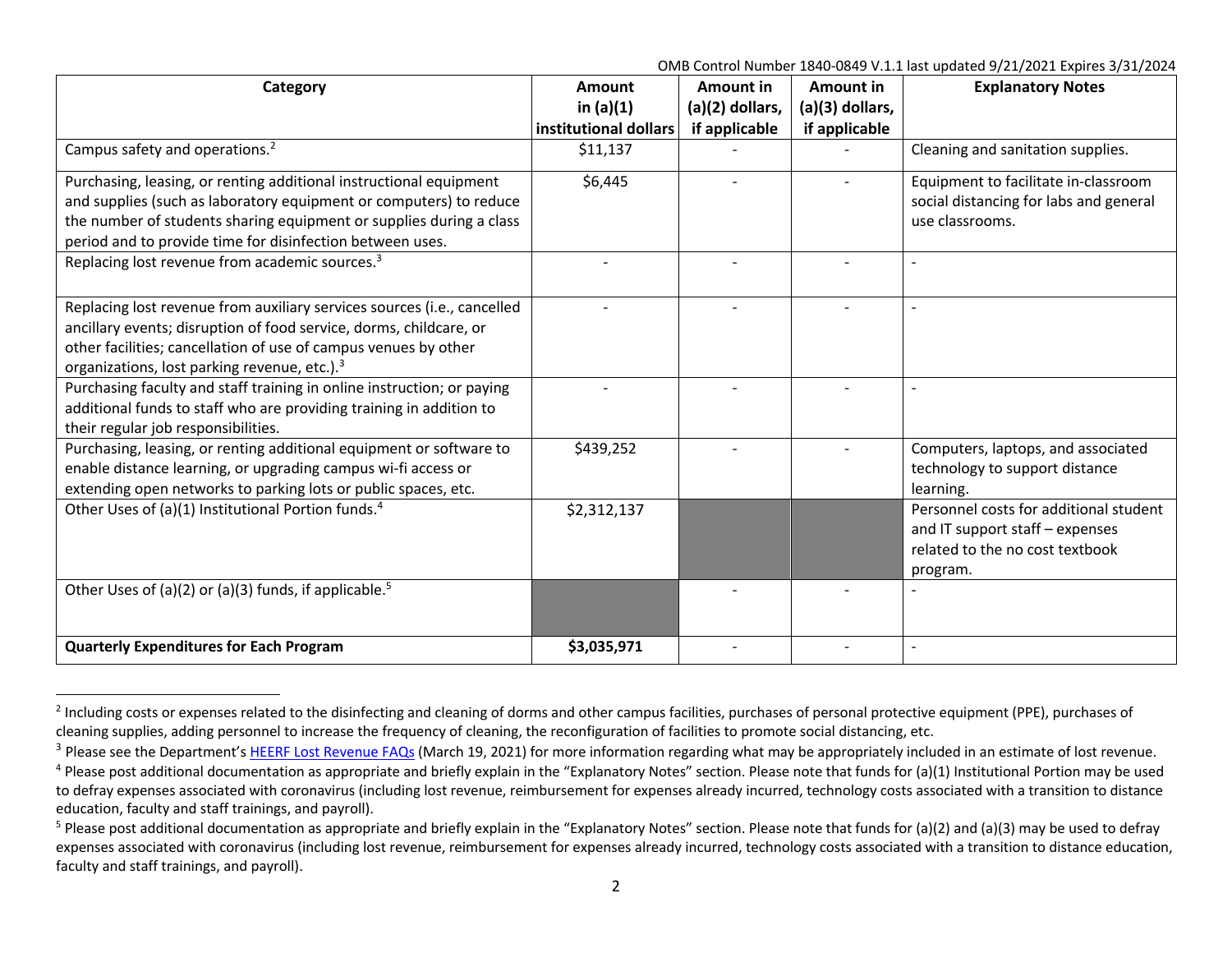OMB Control Number 1840-0849 V.1.1 last updated 9/21/2021 Expires 3/31/2024

| Category | Amount in (a)(1) institutional dollars | Amount in (a)(2) dollars, if applicable | Amount in (a)(3) dollars, if applicable | Explanatory Notes |
|---|---|---|---|---|
| Campus safety and operations.[2] | $11,137 | - | - | Cleaning and sanitation supplies. |
| Purchasing, leasing, or renting additional instructional equipment and supplies (such as laboratory equipment or computers) to reduce the number of students sharing equipment or supplies during a class period and to provide time for disinfection between uses. | $6,445 | - | - | Equipment to facilitate in-classroom social distancing for labs and general use classrooms. |
| Replacing lost revenue from academic sources.[3] | - | - | - | - |
| Replacing lost revenue from auxiliary services sources (i.e., cancelled ancillary events; disruption of food service, dorms, childcare, or other facilities; cancellation of use of campus venues by other organizations, lost parking revenue, etc.).[3] | - | - | - | - |
| Purchasing faculty and staff training in online instruction; or paying additional funds to staff who are providing training in addition to their regular job responsibilities. | - | - | - | - |
| Purchasing, leasing, or renting additional equipment or software to enable distance learning, or upgrading campus wi-fi access or extending open networks to parking lots or public spaces, etc. | $439,252 | - | - | Computers, laptops, and associated technology to support distance learning. |
| Other Uses of (a)(1) Institutional Portion funds.[4] | $2,312,137 | | | Personnel costs for additional student and IT support staff – expenses related to the no cost textbook program. |
| Other Uses of (a)(2) or (a)(3) funds, if applicable.[5] | | - | - | - |
| **Quarterly Expenditures for Each Program** | **$3,035,971** | - | - | - |

[2] Including costs or expenses related to the disinfecting and cleaning of dorms and other campus facilities, purchases of personal protective equipment (PPE), purchases of cleaning supplies, adding personnel to increase the frequency of cleaning, the reconfiguration of facilities to promote social distancing, etc.

[3] Please see the Department's HEERF Lost Revenue FAQs (March 19, 2021) for more information regarding what may be appropriately included in an estimate of lost revenue.

[4] Please post additional documentation as appropriate and briefly explain in the "Explanatory Notes" section. Please note that funds for (a)(1) Institutional Portion may be used to defray expenses associated with coronavirus (including lost revenue, reimbursement for expenses already incurred, technology costs associated with a transition to distance education, faculty and staff trainings, and payroll).

[5] Please post additional documentation as appropriate and briefly explain in the "Explanatory Notes" section. Please note that funds for (a)(2) and (a)(3) may be used to defray expenses associated with coronavirus (including lost revenue, reimbursement for expenses already incurred, technology costs associated with a transition to distance education, faculty and staff trainings, and payroll).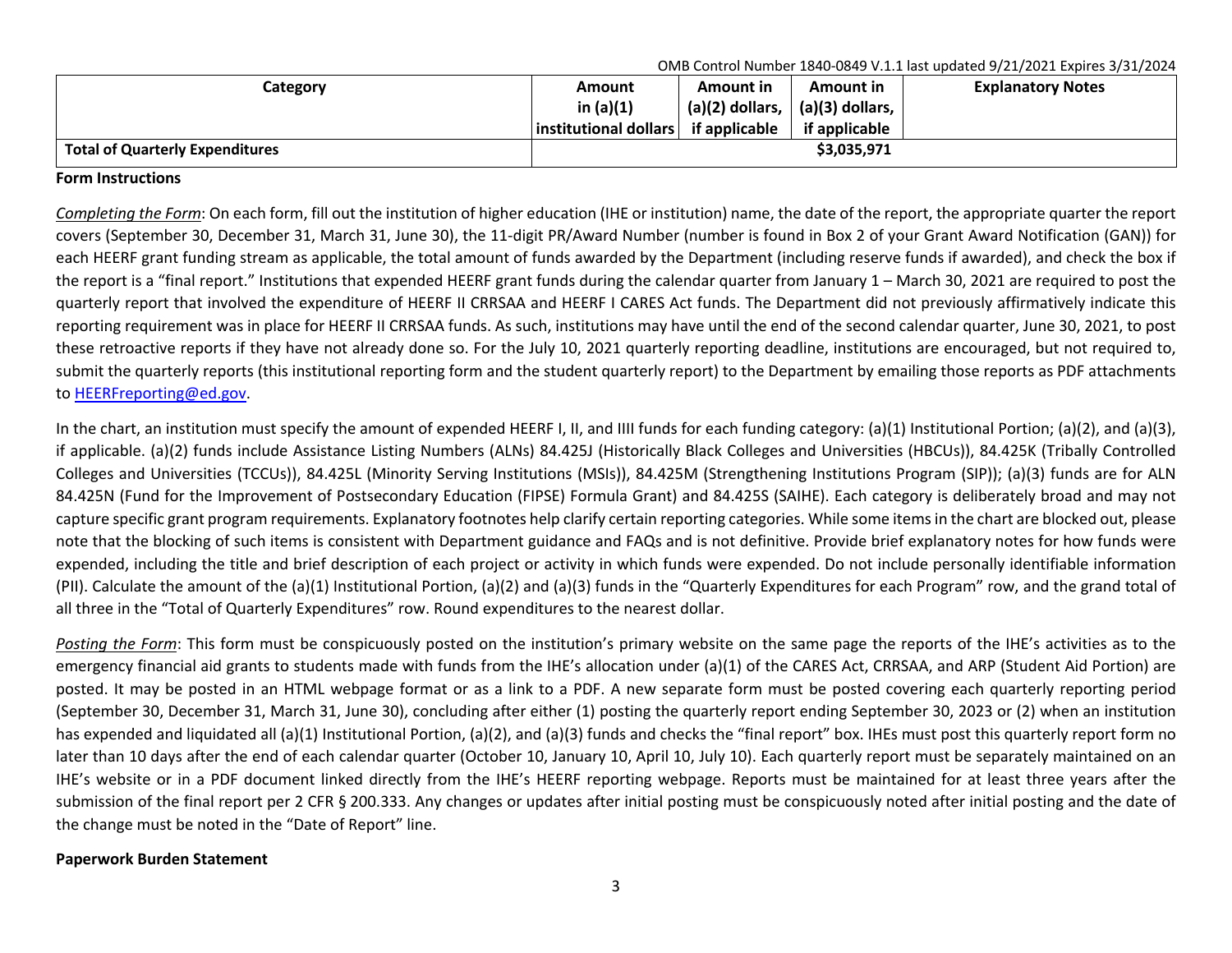OMB Control Number 1840-0849 V.1.1 last updated 9/21/2021 Expires 3/31/2024

| Category | Amount in (a)(1) institutional dollars | Amount in (a)(2) dollars, if applicable | Amount in (a)(3) dollars, if applicable | Explanatory Notes |
|---|---|---|---|---|
| **Total of Quarterly Expenditures** | | $3,035,971 | | |

**Form Instructions**

*Completing the Form*: On each form, fill out the institution of higher education (IHE or institution) name, the date of the report, the appropriate quarter the report covers (September 30, December 31, March 31, June 30), the 11-digit PR/Award Number (number is found in Box 2 of your Grant Award Notification (GAN)) for each HEERF grant funding stream as applicable, the total amount of funds awarded by the Department (including reserve funds if awarded), and check the box if the report is a "final report." Institutions that expended HEERF grant funds during the calendar quarter from January 1 – March 30, 2021 are required to post the quarterly report that involved the expenditure of HEERF II CRRSAA and HEERF I CARES Act funds. The Department did not previously affirmatively indicate this reporting requirement was in place for HEERF II CRRSAA funds. As such, institutions may have until the end of the second calendar quarter, June 30, 2021, to post these retroactive reports if they have not already done so. For the July 10, 2021 quarterly reporting deadline, institutions are encouraged, but not required to, submit the quarterly reports (this institutional reporting form and the student quarterly report) to the Department by emailing those reports as PDF attachments to HEERFreporting@ed.gov.

In the chart, an institution must specify the amount of expended HEERF I, II, and IIII funds for each funding category: (a)(1) Institutional Portion; (a)(2), and (a)(3), if applicable. (a)(2) funds include Assistance Listing Numbers (ALNs) 84.425J (Historically Black Colleges and Universities (HBCUs)), 84.425K (Tribally Controlled Colleges and Universities (TCCUs)), 84.425L (Minority Serving Institutions (MSIs)), 84.425M (Strengthening Institutions Program (SIP)); (a)(3) funds are for ALN 84.425N (Fund for the Improvement of Postsecondary Education (FIPSE) Formula Grant) and 84.425S (SAIHE). Each category is deliberately broad and may not capture specific grant program requirements. Explanatory footnotes help clarify certain reporting categories. While some items in the chart are blocked out, please note that the blocking of such items is consistent with Department guidance and FAQs and is not definitive. Provide brief explanatory notes for how funds were expended, including the title and brief description of each project or activity in which funds were expended. Do not include personally identifiable information (PII). Calculate the amount of the (a)(1) Institutional Portion, (a)(2) and (a)(3) funds in the "Quarterly Expenditures for each Program" row, and the grand total of all three in the "Total of Quarterly Expenditures" row. Round expenditures to the nearest dollar.

*Posting the Form*: This form must be conspicuously posted on the institution's primary website on the same page the reports of the IHE's activities as to the emergency financial aid grants to students made with funds from the IHE's allocation under (a)(1) of the CARES Act, CRRSAA, and ARP (Student Aid Portion) are posted. It may be posted in an HTML webpage format or as a link to a PDF. A new separate form must be posted covering each quarterly reporting period (September 30, December 31, March 31, June 30), concluding after either (1) posting the quarterly report ending September 30, 2023 or (2) when an institution has expended and liquidated all (a)(1) Institutional Portion, (a)(2), and (a)(3) funds and checks the "final report" box. IHEs must post this quarterly report form no later than 10 days after the end of each calendar quarter (October 10, January 10, April 10, July 10). Each quarterly report must be separately maintained on an IHE's website or in a PDF document linked directly from the IHE's HEERF reporting webpage. Reports must be maintained for at least three years after the submission of the final report per 2 CFR § 200.333. Any changes or updates after initial posting must be conspicuously noted after initial posting and the date of the change must be noted in the "Date of Report" line.

**Paperwork Burden Statement**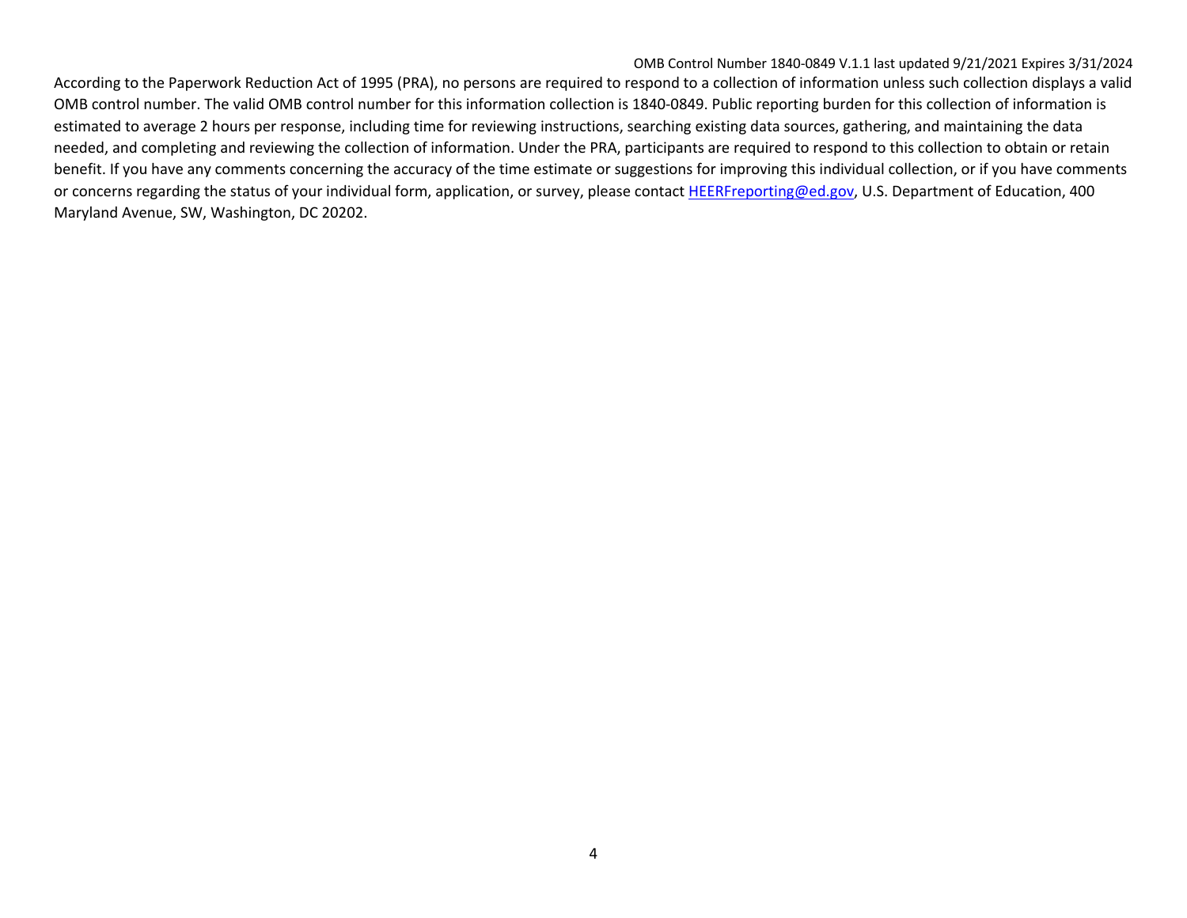OMB Control Number 1840-0849 V.1.1 last updated 9/21/2021 Expires 3/31/2024

According to the Paperwork Reduction Act of 1995 (PRA), no persons are required to respond to a collection of information unless such collection displays a valid OMB control number. The valid OMB control number for this information collection is 1840-0849. Public reporting burden for this collection of information is estimated to average 2 hours per response, including time for reviewing instructions, searching existing data sources, gathering, and maintaining the data needed, and completing and reviewing the collection of information. Under the PRA, participants are required to respond to this collection to obtain or retain benefit. If you have any comments concerning the accuracy of the time estimate or suggestions for improving this individual collection, or if you have comments or concerns regarding the status of your individual form, application, or survey, please contact HEERFreporting@ed.gov, U.S. Department of Education, 400 Maryland Avenue, SW, Washington, DC 20202.